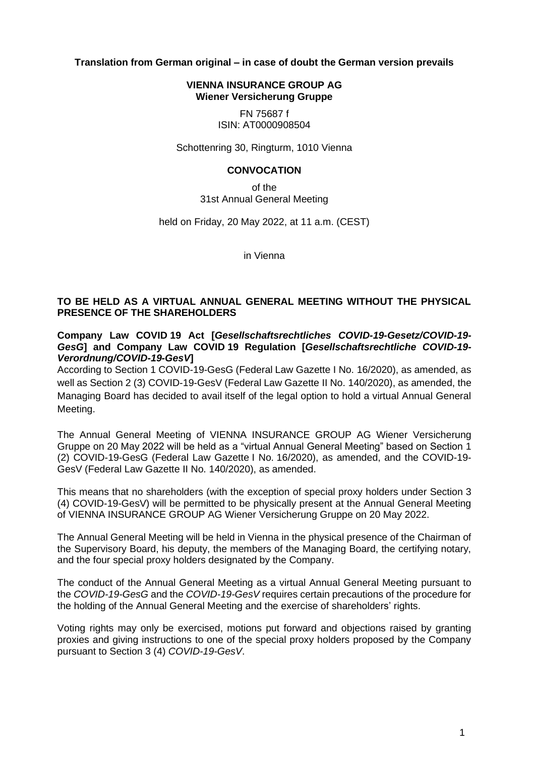**Translation from German original – in case of doubt the German version prevails**

**VIENNA INSURANCE GROUP AG**
**Wiener Versicherung Gruppe**

FN 75687 f
ISIN: AT0000908504

Schottenring 30, Ringturm, 1010 Vienna

# CONVOCATION

of the
31st Annual General Meeting

held on Friday, 20 May 2022, at 11 a.m. (CEST)

in Vienna

**TO BE HELD AS A VIRTUAL ANNUAL GENERAL MEETING WITHOUT THE PHYSICAL PRESENCE OF THE SHAREHOLDERS**

**Company Law COVID 19 Act [*Gesellschaftsrechtliches COVID-19-Gesetz/COVID-19-GesG*] and Company Law COVID 19 Regulation [*Gesellschaftsrechtliche COVID-19-Verordnung/COVID-19-GesV*]**

According to Section 1 COVID-19-GesG (Federal Law Gazette I No. 16/2020), as amended, as well as Section 2 (3) COVID-19-GesV (Federal Law Gazette II No. 140/2020), as amended, the Managing Board has decided to avail itself of the legal option to hold a virtual Annual General Meeting.

The Annual General Meeting of VIENNA INSURANCE GROUP AG Wiener Versicherung Gruppe on 20 May 2022 will be held as a "virtual Annual General Meeting" based on Section 1 (2) COVID-19-GesG (Federal Law Gazette I No. 16/2020), as amended, and the COVID-19-GesV (Federal Law Gazette II No. 140/2020), as amended.

This means that no shareholders (with the exception of special proxy holders under Section 3 (4) COVID-19-GesV) will be permitted to be physically present at the Annual General Meeting of VIENNA INSURANCE GROUP AG Wiener Versicherung Gruppe on 20 May 2022.

The Annual General Meeting will be held in Vienna in the physical presence of the Chairman of the Supervisory Board, his deputy, the members of the Managing Board, the certifying notary, and the four special proxy holders designated by the Company.

The conduct of the Annual General Meeting as a virtual Annual General Meeting pursuant to the *COVID-19-GesG* and the *COVID-19-GesV* requires certain precautions of the procedure for the holding of the Annual General Meeting and the exercise of shareholders' rights.

Voting rights may only be exercised, motions put forward and objections raised by granting proxies and giving instructions to one of the special proxy holders proposed by the Company pursuant to Section 3 (4) *COVID-19-GesV*.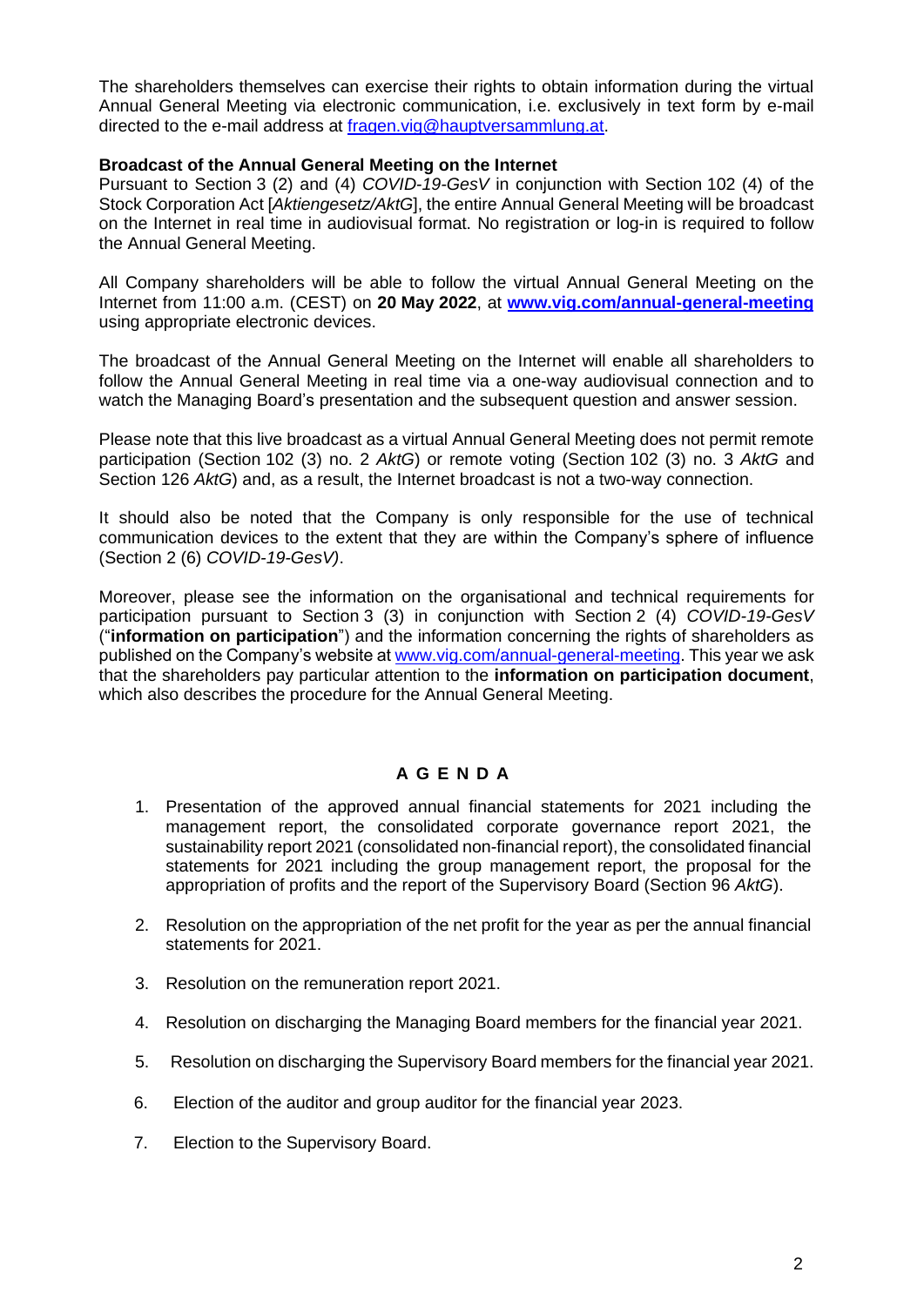The shareholders themselves can exercise their rights to obtain information during the virtual Annual General Meeting via electronic communication, i.e. exclusively in text form by e-mail directed to the e-mail address at fragen.vig@hauptversammlung.at.

**Broadcast of the Annual General Meeting on the Internet**

Pursuant to Section 3 (2) and (4) *COVID-19-GesV* in conjunction with Section 102 (4) of the Stock Corporation Act [*Aktiengesetz/AktG*], the entire Annual General Meeting will be broadcast on the Internet in real time in audiovisual format. No registration or log-in is required to follow the Annual General Meeting.

All Company shareholders will be able to follow the virtual Annual General Meeting on the Internet from 11:00 a.m. (CEST) on **20 May 2022**, at **www.vig.com/annual-general-meeting** using appropriate electronic devices.

The broadcast of the Annual General Meeting on the Internet will enable all shareholders to follow the Annual General Meeting in real time via a one-way audiovisual connection and to watch the Managing Board's presentation and the subsequent question and answer session.

Please note that this live broadcast as a virtual Annual General Meeting does not permit remote participation (Section 102 (3) no. 2 *AktG*) or remote voting (Section 102 (3) no. 3 *AktG* and Section 126 *AktG*) and, as a result, the Internet broadcast is not a two-way connection.

It should also be noted that the Company is only responsible for the use of technical communication devices to the extent that they are within the Company's sphere of influence (Section 2 (6) *COVID-19-GesV)*.

Moreover, please see the information on the organisational and technical requirements for participation pursuant to Section 3 (3) in conjunction with Section 2 (4) *COVID-19-GesV* ("**information on participation**") and the information concerning the rights of shareholders as published on the Company's website at www.vig.com/annual-general-meeting. This year we ask that the shareholders pay particular attention to the **information on participation document**, which also describes the procedure for the Annual General Meeting.

## A G E N D A

1. Presentation of the approved annual financial statements for 2021 including the management report, the consolidated corporate governance report 2021, the sustainability report 2021 (consolidated non-financial report), the consolidated financial statements for 2021 including the group management report, the proposal for the appropriation of profits and the report of the Supervisory Board (Section 96 *AktG*).

2. Resolution on the appropriation of the net profit for the year as per the annual financial statements for 2021.

3. Resolution on the remuneration report 2021.

4. Resolution on discharging the Managing Board members for the financial year 2021.

5. Resolution on discharging the Supervisory Board members for the financial year 2021.

6. Election of the auditor and group auditor for the financial year 2023.

7. Election to the Supervisory Board.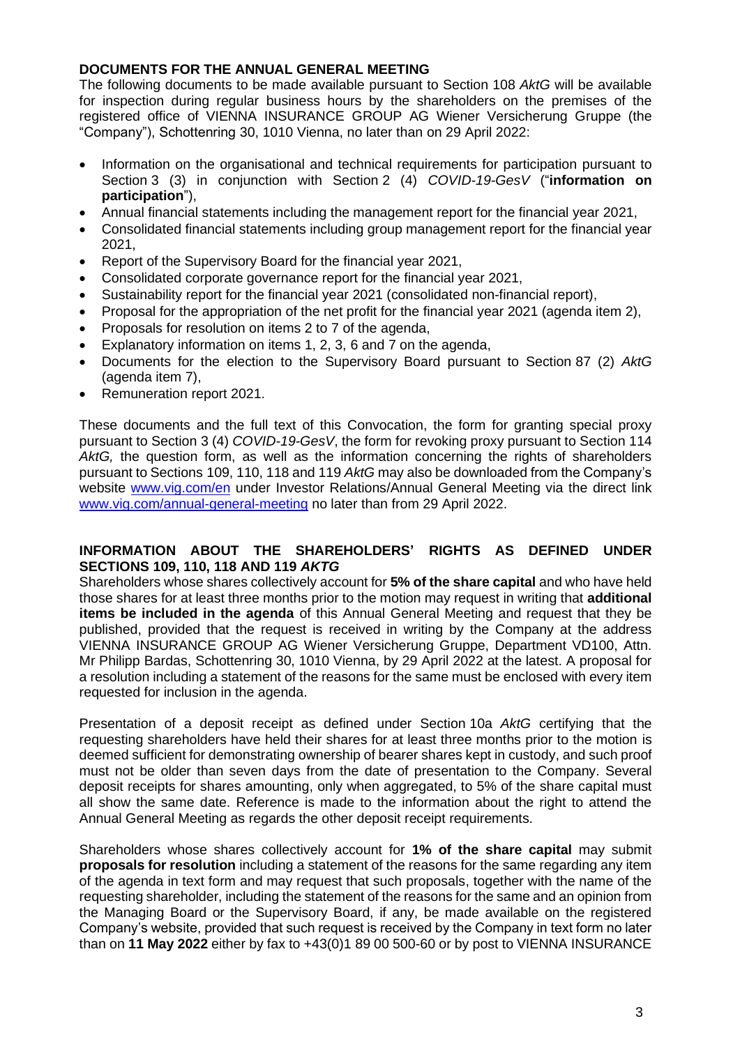## DOCUMENTS FOR THE ANNUAL GENERAL MEETING

The following documents to be made available pursuant to Section 108 *AktG* will be available for inspection during regular business hours by the shareholders on the premises of the registered office of VIENNA INSURANCE GROUP AG Wiener Versicherung Gruppe (the "Company"), Schottenring 30, 1010 Vienna, no later than on 29 April 2022:

- Information on the organisational and technical requirements for participation pursuant to Section 3 (3) in conjunction with Section 2 (4) *COVID-19-GesV* ("**information on participation**"),
- Annual financial statements including the management report for the financial year 2021,
- Consolidated financial statements including group management report for the financial year 2021,
- Report of the Supervisory Board for the financial year 2021,
- Consolidated corporate governance report for the financial year 2021,
- Sustainability report for the financial year 2021 (consolidated non-financial report),
- Proposal for the appropriation of the net profit for the financial year 2021 (agenda item 2),
- Proposals for resolution on items 2 to 7 of the agenda,
- Explanatory information on items 1, 2, 3, 6 and 7 on the agenda,
- Documents for the election to the Supervisory Board pursuant to Section 87 (2) *AktG* (agenda item 7),
- Remuneration report 2021.

These documents and the full text of this Convocation, the form for granting special proxy pursuant to Section 3 (4) *COVID-19-GesV*, the form for revoking proxy pursuant to Section 114 *AktG,* the question form, as well as the information concerning the rights of shareholders pursuant to Sections 109, 110, 118 and 119 *AktG* may also be downloaded from the Company's website www.vig.com/en under Investor Relations/Annual General Meeting via the direct link www.vig.com/annual-general-meeting no later than from 29 April 2022.

## INFORMATION ABOUT THE SHAREHOLDERS' RIGHTS AS DEFINED UNDER SECTIONS 109, 110, 118 AND 119 *AKTG*

Shareholders whose shares collectively account for **5% of the share capital** and who have held those shares for at least three months prior to the motion may request in writing that **additional items be included in the agenda** of this Annual General Meeting and request that they be published, provided that the request is received in writing by the Company at the address VIENNA INSURANCE GROUP AG Wiener Versicherung Gruppe, Department VD100, Attn. Mr Philipp Bardas, Schottenring 30, 1010 Vienna, by 29 April 2022 at the latest. A proposal for a resolution including a statement of the reasons for the same must be enclosed with every item requested for inclusion in the agenda.

Presentation of a deposit receipt as defined under Section 10a *AktG* certifying that the requesting shareholders have held their shares for at least three months prior to the motion is deemed sufficient for demonstrating ownership of bearer shares kept in custody, and such proof must not be older than seven days from the date of presentation to the Company. Several deposit receipts for shares amounting, only when aggregated, to 5% of the share capital must all show the same date. Reference is made to the information about the right to attend the Annual General Meeting as regards the other deposit receipt requirements.

Shareholders whose shares collectively account for **1% of the share capital** may submit **proposals for resolution** including a statement of the reasons for the same regarding any item of the agenda in text form and may request that such proposals, together with the name of the requesting shareholder, including the statement of the reasons for the same and an opinion from the Managing Board or the Supervisory Board, if any, be made available on the registered Company's website, provided that such request is received by the Company in text form no later than on **11 May 2022** either by fax to +43(0)1 89 00 500-60 or by post to VIENNA INSURANCE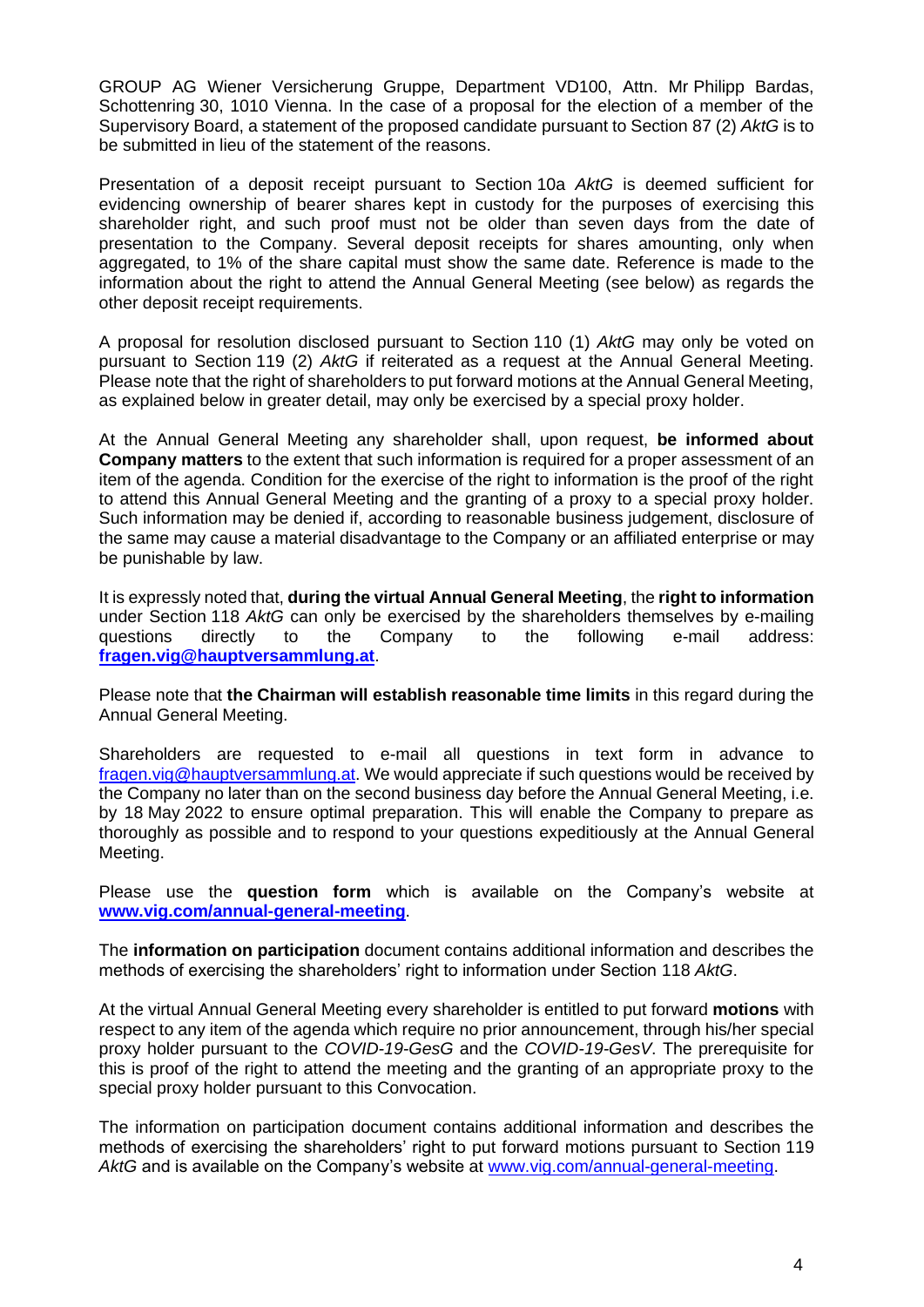GROUP AG Wiener Versicherung Gruppe, Department VD100, Attn. Mr Philipp Bardas, Schottenring 30, 1010 Vienna. In the case of a proposal for the election of a member of the Supervisory Board, a statement of the proposed candidate pursuant to Section 87 (2) *AktG* is to be submitted in lieu of the statement of the reasons.

Presentation of a deposit receipt pursuant to Section 10a *AktG* is deemed sufficient for evidencing ownership of bearer shares kept in custody for the purposes of exercising this shareholder right, and such proof must not be older than seven days from the date of presentation to the Company. Several deposit receipts for shares amounting, only when aggregated, to 1% of the share capital must show the same date. Reference is made to the information about the right to attend the Annual General Meeting (see below) as regards the other deposit receipt requirements.

A proposal for resolution disclosed pursuant to Section 110 (1) *AktG* may only be voted on pursuant to Section 119 (2) *AktG* if reiterated as a request at the Annual General Meeting. Please note that the right of shareholders to put forward motions at the Annual General Meeting, as explained below in greater detail, may only be exercised by a special proxy holder.

At the Annual General Meeting any shareholder shall, upon request, **be informed about Company matters** to the extent that such information is required for a proper assessment of an item of the agenda. Condition for the exercise of the right to information is the proof of the right to attend this Annual General Meeting and the granting of a proxy to a special proxy holder. Such information may be denied if, according to reasonable business judgement, disclosure of the same may cause a material disadvantage to the Company or an affiliated enterprise or may be punishable by law.

It is expressly noted that, **during the virtual Annual General Meeting**, the **right to information** under Section 118 *AktG* can only be exercised by the shareholders themselves by e-mailing questions directly to the Company to the following e-mail address: **fragen.vig@hauptversammlung.at**.

Please note that **the Chairman will establish reasonable time limits** in this regard during the Annual General Meeting.

Shareholders are requested to e-mail all questions in text form in advance to fragen.vig@hauptversammlung.at. We would appreciate if such questions would be received by the Company no later than on the second business day before the Annual General Meeting, i.e. by 18 May 2022 to ensure optimal preparation. This will enable the Company to prepare as thoroughly as possible and to respond to your questions expeditiously at the Annual General Meeting.

Please use the **question form** which is available on the Company's website at **www.vig.com/annual-general-meeting**.

The **information on participation** document contains additional information and describes the methods of exercising the shareholders' right to information under Section 118 *AktG*.

At the virtual Annual General Meeting every shareholder is entitled to put forward **motions** with respect to any item of the agenda which require no prior announcement, through his/her special proxy holder pursuant to the *COVID-19-GesG* and the *COVID-19-GesV*. The prerequisite for this is proof of the right to attend the meeting and the granting of an appropriate proxy to the special proxy holder pursuant to this Convocation.

The information on participation document contains additional information and describes the methods of exercising the shareholders' right to put forward motions pursuant to Section 119 *AktG* and is available on the Company's website at www.vig.com/annual-general-meeting.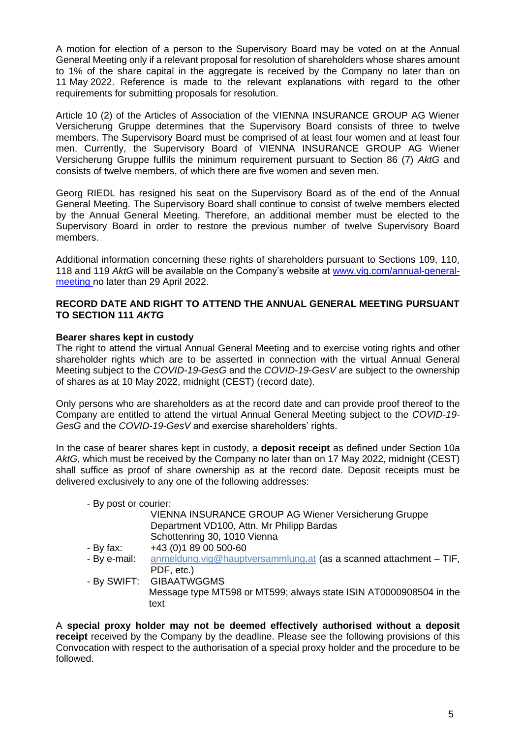A motion for election of a person to the Supervisory Board may be voted on at the Annual General Meeting only if a relevant proposal for resolution of shareholders whose shares amount to 1% of the share capital in the aggregate is received by the Company no later than on 11 May 2022. Reference is made to the relevant explanations with regard to the other requirements for submitting proposals for resolution.

Article 10 (2) of the Articles of Association of the VIENNA INSURANCE GROUP AG Wiener Versicherung Gruppe determines that the Supervisory Board consists of three to twelve members. The Supervisory Board must be comprised of at least four women and at least four men. Currently, the Supervisory Board of VIENNA INSURANCE GROUP AG Wiener Versicherung Gruppe fulfils the minimum requirement pursuant to Section 86 (7) *AktG* and consists of twelve members, of which there are five women and seven men.

Georg RIEDL has resigned his seat on the Supervisory Board as of the end of the Annual General Meeting. The Supervisory Board shall continue to consist of twelve members elected by the Annual General Meeting. Therefore, an additional member must be elected to the Supervisory Board in order to restore the previous number of twelve Supervisory Board members.

Additional information concerning these rights of shareholders pursuant to Sections 109, 110, 118 and 119 *AktG* will be available on the Company's website at [www.vig.com/annual-general-meeting](www.vig.com/annual-general-meeting) no later than 29 April 2022.

## RECORD DATE AND RIGHT TO ATTEND THE ANNUAL GENERAL MEETING PURSUANT TO SECTION 111 *AKTG*

**Bearer shares kept in custody**

The right to attend the virtual Annual General Meeting and to exercise voting rights and other shareholder rights which are to be asserted in connection with the virtual Annual General Meeting subject to the *COVID-19-GesG* and the *COVID-19-GesV* are subject to the ownership of shares as at 10 May 2022, midnight (CEST) (record date).

Only persons who are shareholders as at the record date and can provide proof thereof to the Company are entitled to attend the virtual Annual General Meeting subject to the *COVID-19-GesG* and the *COVID-19-GesV* and exercise shareholders' rights.

In the case of bearer shares kept in custody, a **deposit receipt** as defined under Section 10a *AktG*, which must be received by the Company no later than on 17 May 2022, midnight (CEST) shall suffice as proof of share ownership as at the record date. Deposit receipts must be delivered exclusively to any one of the following addresses:

- By post or courier:
  VIENNA INSURANCE GROUP AG Wiener Versicherung Gruppe
  Department VD100, Attn. Mr Philipp Bardas
  Schottenring 30, 1010 Vienna
- By fax: +43 (0)1 89 00 500-60
- By e-mail: [anmeldung.vig@hauptversammlung.at](mailto:anmeldung.vig@hauptversammlung.at) (as a scanned attachment – TIF, PDF, etc.)
- By SWIFT: GIBAATWGGMS
  Message type MT598 or MT599; always state ISIN AT0000908504 in the text

A **special proxy holder may not be deemed effectively authorised without a deposit receipt** received by the Company by the deadline. Please see the following provisions of this Convocation with respect to the authorisation of a special proxy holder and the procedure to be followed.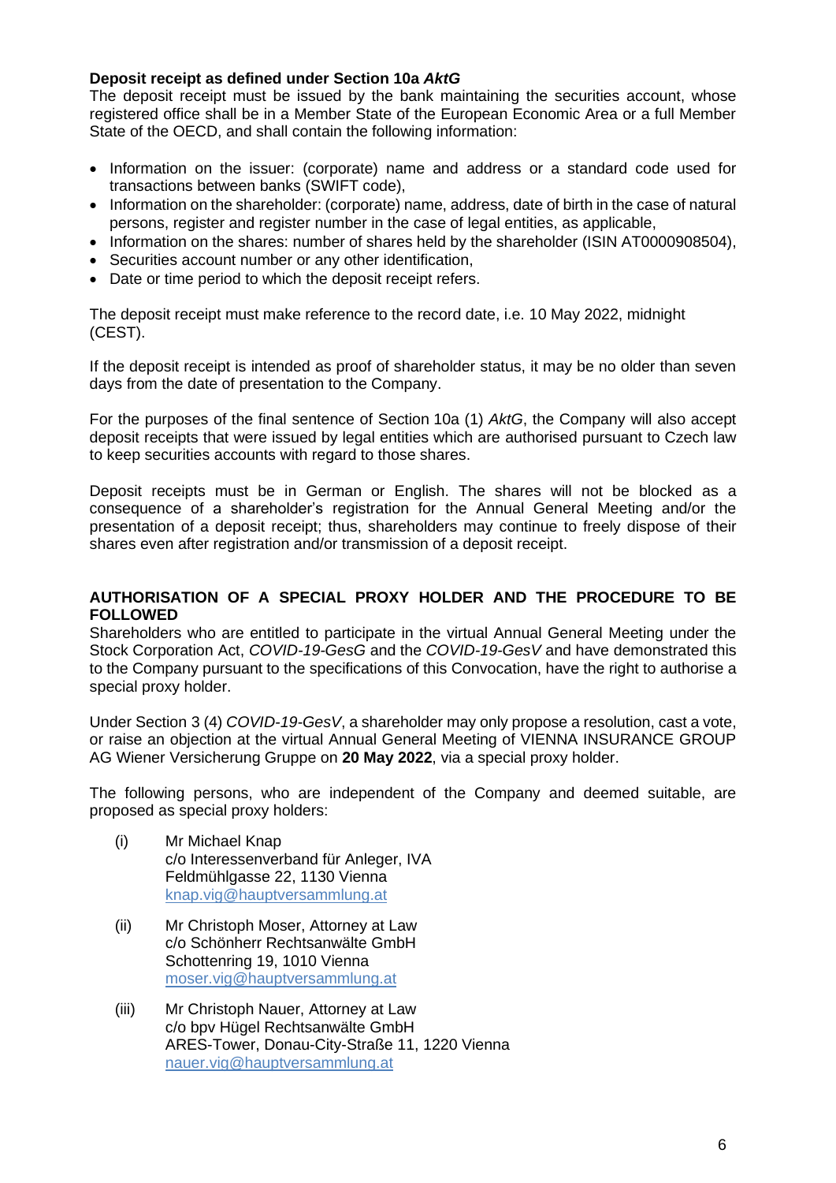**Deposit receipt as defined under Section 10a *AktG***

The deposit receipt must be issued by the bank maintaining the securities account, whose registered office shall be in a Member State of the European Economic Area or a full Member State of the OECD, and shall contain the following information:

- Information on the issuer: (corporate) name and address or a standard code used for transactions between banks (SWIFT code),
- Information on the shareholder: (corporate) name, address, date of birth in the case of natural persons, register and register number in the case of legal entities, as applicable,
- Information on the shares: number of shares held by the shareholder (ISIN AT0000908504),
- Securities account number or any other identification,
- Date or time period to which the deposit receipt refers.

The deposit receipt must make reference to the record date, i.e. 10 May 2022, midnight (CEST).

If the deposit receipt is intended as proof of shareholder status, it may be no older than seven days from the date of presentation to the Company.

For the purposes of the final sentence of Section 10a (1) *AktG*, the Company will also accept deposit receipts that were issued by legal entities which are authorised pursuant to Czech law to keep securities accounts with regard to those shares.

Deposit receipts must be in German or English. The shares will not be blocked as a consequence of a shareholder's registration for the Annual General Meeting and/or the presentation of a deposit receipt; thus, shareholders may continue to freely dispose of their shares even after registration and/or transmission of a deposit receipt.

## AUTHORISATION OF A SPECIAL PROXY HOLDER AND THE PROCEDURE TO BE FOLLOWED

Shareholders who are entitled to participate in the virtual Annual General Meeting under the Stock Corporation Act, *COVID-19-GesG* and the *COVID-19-GesV* and have demonstrated this to the Company pursuant to the specifications of this Convocation, have the right to authorise a special proxy holder.

Under Section 3 (4) *COVID-19-GesV*, a shareholder may only propose a resolution, cast a vote, or raise an objection at the virtual Annual General Meeting of VIENNA INSURANCE GROUP AG Wiener Versicherung Gruppe on **20 May 2022**, via a special proxy holder.

The following persons, who are independent of the Company and deemed suitable, are proposed as special proxy holders:

(i) Mr Michael Knap
c/o Interessenverband für Anleger, IVA
Feldmühlgasse 22, 1130 Vienna
knap.vig@hauptversammlung.at

(ii) Mr Christoph Moser, Attorney at Law
c/o Schönherr Rechtsanwälte GmbH
Schottenring 19, 1010 Vienna
moser.vig@hauptversammlung.at

(iii) Mr Christoph Nauer, Attorney at Law
c/o bpv Hügel Rechtsanwälte GmbH
ARES-Tower, Donau-City-Straße 11, 1220 Vienna
nauer.vig@hauptversammlung.at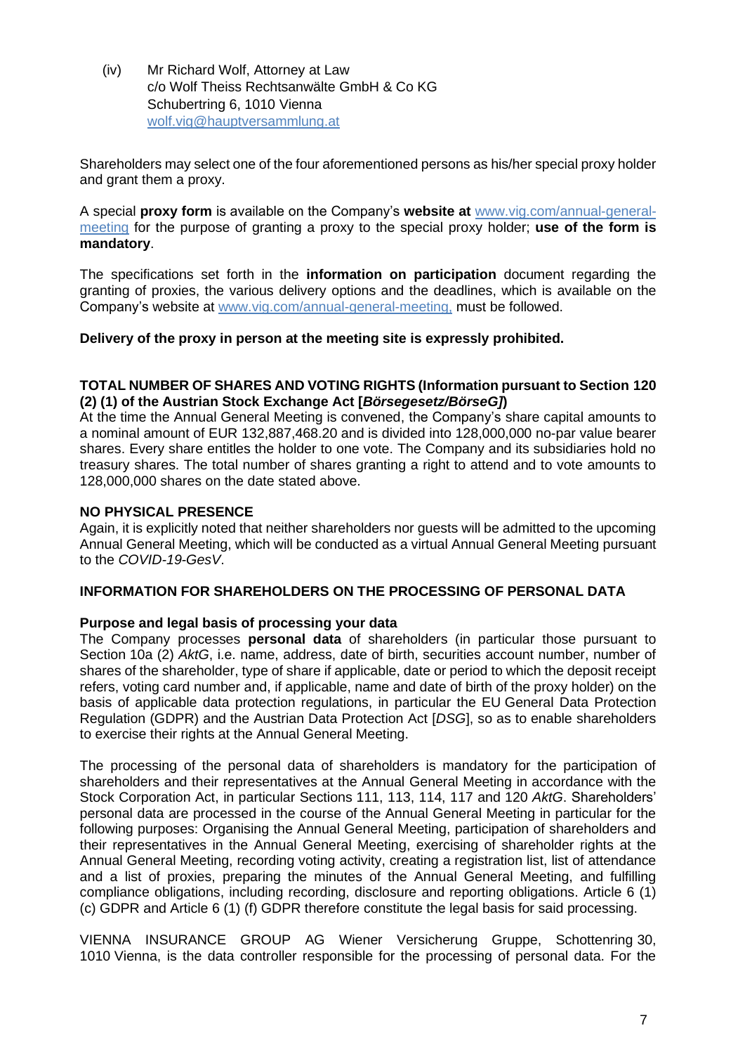(iv) Mr Richard Wolf, Attorney at Law
c/o Wolf Theiss Rechtsanwälte GmbH & Co KG
Schubertring 6, 1010 Vienna
wolf.vig@hauptversammlung.at

Shareholders may select one of the four aforementioned persons as his/her special proxy holder and grant them a proxy.

A special **proxy form** is available on the Company's **website at** www.vig.com/annual-general-meeting for the purpose of granting a proxy to the special proxy holder; **use of the form is mandatory**.

The specifications set forth in the **information on participation** document regarding the granting of proxies, the various delivery options and the deadlines, which is available on the Company's website at www.vig.com/annual-general-meeting, must be followed.

**Delivery of the proxy in person at the meeting site is expressly prohibited.**

**TOTAL NUMBER OF SHARES AND VOTING RIGHTS (Information pursuant to Section 120 (2) (1) of the Austrian Stock Exchange Act [*Börsegesetz/BörseG]*)**

At the time the Annual General Meeting is convened, the Company's share capital amounts to a nominal amount of EUR 132,887,468.20 and is divided into 128,000,000 no-par value bearer shares. Every share entitles the holder to one vote. The Company and its subsidiaries hold no treasury shares. The total number of shares granting a right to attend and to vote amounts to 128,000,000 shares on the date stated above.

**NO PHYSICAL PRESENCE**

Again, it is explicitly noted that neither shareholders nor guests will be admitted to the upcoming Annual General Meeting, which will be conducted as a virtual Annual General Meeting pursuant to the *COVID-19-GesV*.

**INFORMATION FOR SHAREHOLDERS ON THE PROCESSING OF PERSONAL DATA**

**Purpose and legal basis of processing your data**

The Company processes **personal data** of shareholders (in particular those pursuant to Section 10a (2) *AktG*, i.e. name, address, date of birth, securities account number, number of shares of the shareholder, type of share if applicable, date or period to which the deposit receipt refers, voting card number and, if applicable, name and date of birth of the proxy holder) on the basis of applicable data protection regulations, in particular the EU General Data Protection Regulation (GDPR) and the Austrian Data Protection Act [*DSG*], so as to enable shareholders to exercise their rights at the Annual General Meeting.

The processing of the personal data of shareholders is mandatory for the participation of shareholders and their representatives at the Annual General Meeting in accordance with the Stock Corporation Act, in particular Sections 111, 113, 114, 117 and 120 *AktG*. Shareholders' personal data are processed in the course of the Annual General Meeting in particular for the following purposes: Organising the Annual General Meeting, participation of shareholders and their representatives in the Annual General Meeting, exercising of shareholder rights at the Annual General Meeting, recording voting activity, creating a registration list, list of attendance and a list of proxies, preparing the minutes of the Annual General Meeting, and fulfilling compliance obligations, including recording, disclosure and reporting obligations. Article 6 (1) (c) GDPR and Article 6 (1) (f) GDPR therefore constitute the legal basis for said processing.

VIENNA INSURANCE GROUP AG Wiener Versicherung Gruppe, Schottenring 30, 1010 Vienna, is the data controller responsible for the processing of personal data. For the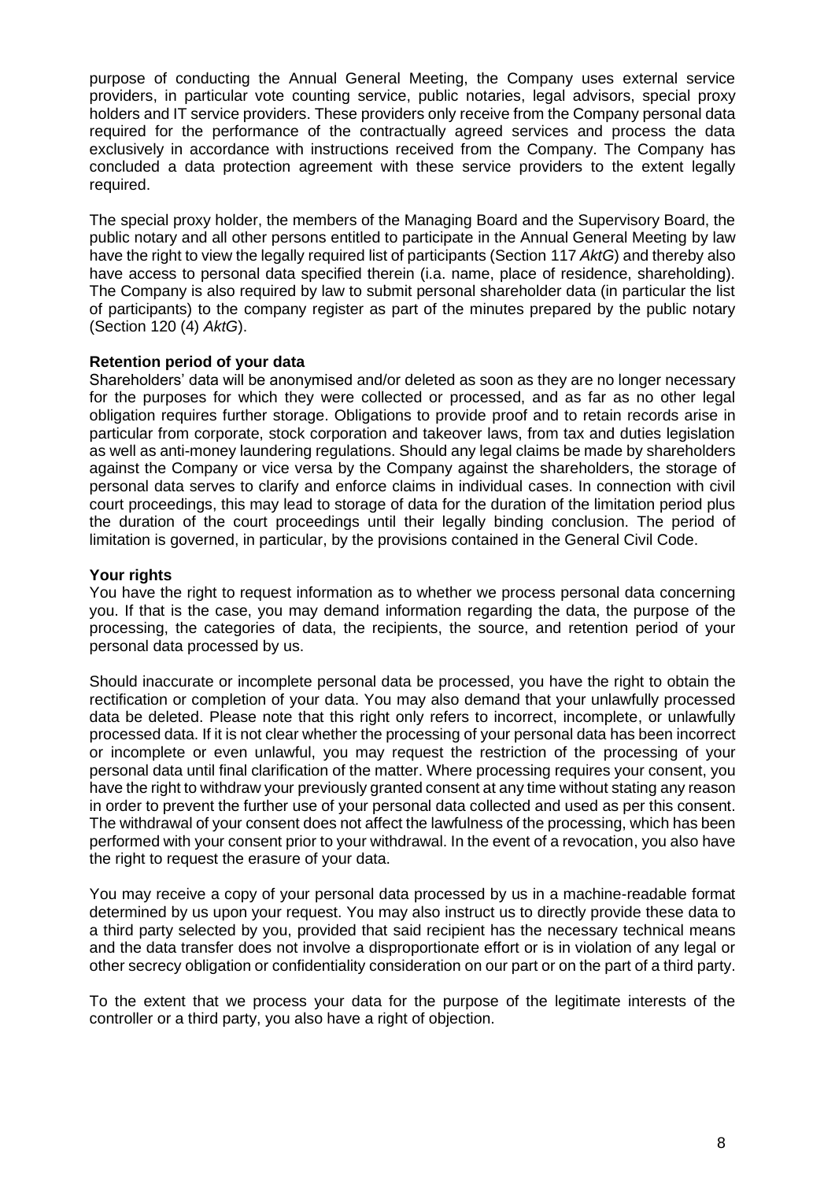purpose of conducting the Annual General Meeting, the Company uses external service providers, in particular vote counting service, public notaries, legal advisors, special proxy holders and IT service providers. These providers only receive from the Company personal data required for the performance of the contractually agreed services and process the data exclusively in accordance with instructions received from the Company. The Company has concluded a data protection agreement with these service providers to the extent legally required.

The special proxy holder, the members of the Managing Board and the Supervisory Board, the public notary and all other persons entitled to participate in the Annual General Meeting by law have the right to view the legally required list of participants (Section 117 *AktG*) and thereby also have access to personal data specified therein (i.a. name, place of residence, shareholding). The Company is also required by law to submit personal shareholder data (in particular the list of participants) to the company register as part of the minutes prepared by the public notary (Section 120 (4) *AktG*).

**Retention period of your data**

Shareholders' data will be anonymised and/or deleted as soon as they are no longer necessary for the purposes for which they were collected or processed, and as far as no other legal obligation requires further storage. Obligations to provide proof and to retain records arise in particular from corporate, stock corporation and takeover laws, from tax and duties legislation as well as anti-money laundering regulations. Should any legal claims be made by shareholders against the Company or vice versa by the Company against the shareholders, the storage of personal data serves to clarify and enforce claims in individual cases. In connection with civil court proceedings, this may lead to storage of data for the duration of the limitation period plus the duration of the court proceedings until their legally binding conclusion. The period of limitation is governed, in particular, by the provisions contained in the General Civil Code.

**Your rights**

You have the right to request information as to whether we process personal data concerning you. If that is the case, you may demand information regarding the data, the purpose of the processing, the categories of data, the recipients, the source, and retention period of your personal data processed by us.

Should inaccurate or incomplete personal data be processed, you have the right to obtain the rectification or completion of your data. You may also demand that your unlawfully processed data be deleted. Please note that this right only refers to incorrect, incomplete, or unlawfully processed data. If it is not clear whether the processing of your personal data has been incorrect or incomplete or even unlawful, you may request the restriction of the processing of your personal data until final clarification of the matter. Where processing requires your consent, you have the right to withdraw your previously granted consent at any time without stating any reason in order to prevent the further use of your personal data collected and used as per this consent. The withdrawal of your consent does not affect the lawfulness of the processing, which has been performed with your consent prior to your withdrawal. In the event of a revocation, you also have the right to request the erasure of your data.

You may receive a copy of your personal data processed by us in a machine-readable format determined by us upon your request. You may also instruct us to directly provide these data to a third party selected by you, provided that said recipient has the necessary technical means and the data transfer does not involve a disproportionate effort or is in violation of any legal or other secrecy obligation or confidentiality consideration on our part or on the part of a third party.

To the extent that we process your data for the purpose of the legitimate interests of the controller or a third party, you also have a right of objection.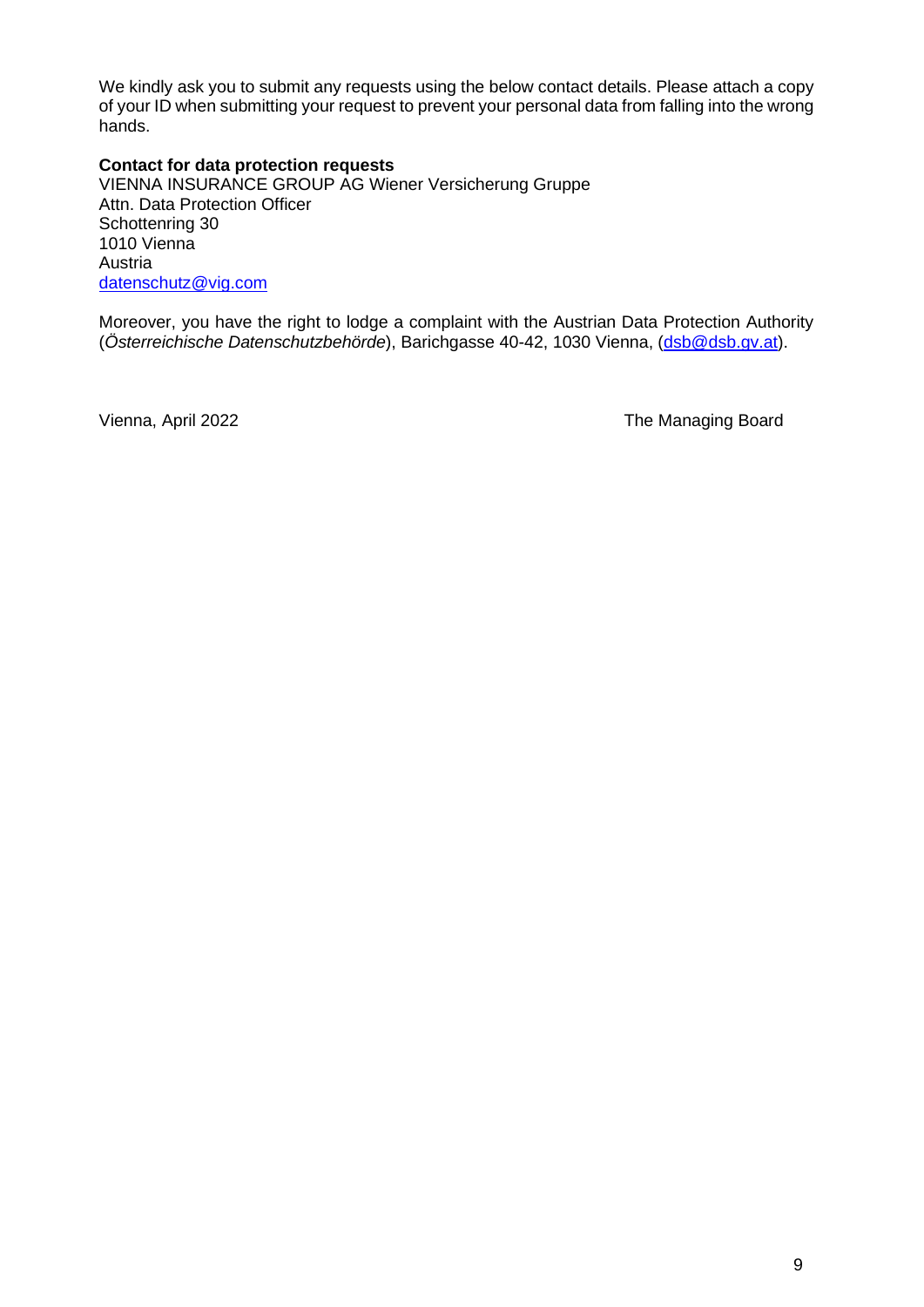We kindly ask you to submit any requests using the below contact details. Please attach a copy of your ID when submitting your request to prevent your personal data from falling into the wrong hands.

**Contact for data protection requests**
VIENNA INSURANCE GROUP AG Wiener Versicherung Gruppe
Attn. Data Protection Officer
Schottenring 30
1010 Vienna
Austria
datenschutz@vig.com

Moreover, you have the right to lodge a complaint with the Austrian Data Protection Authority (*Österreichische Datenschutzbehörde*), Barichgasse 40-42, 1030 Vienna, (dsb@dsb.gv.at).

Vienna, April 2022

The Managing Board